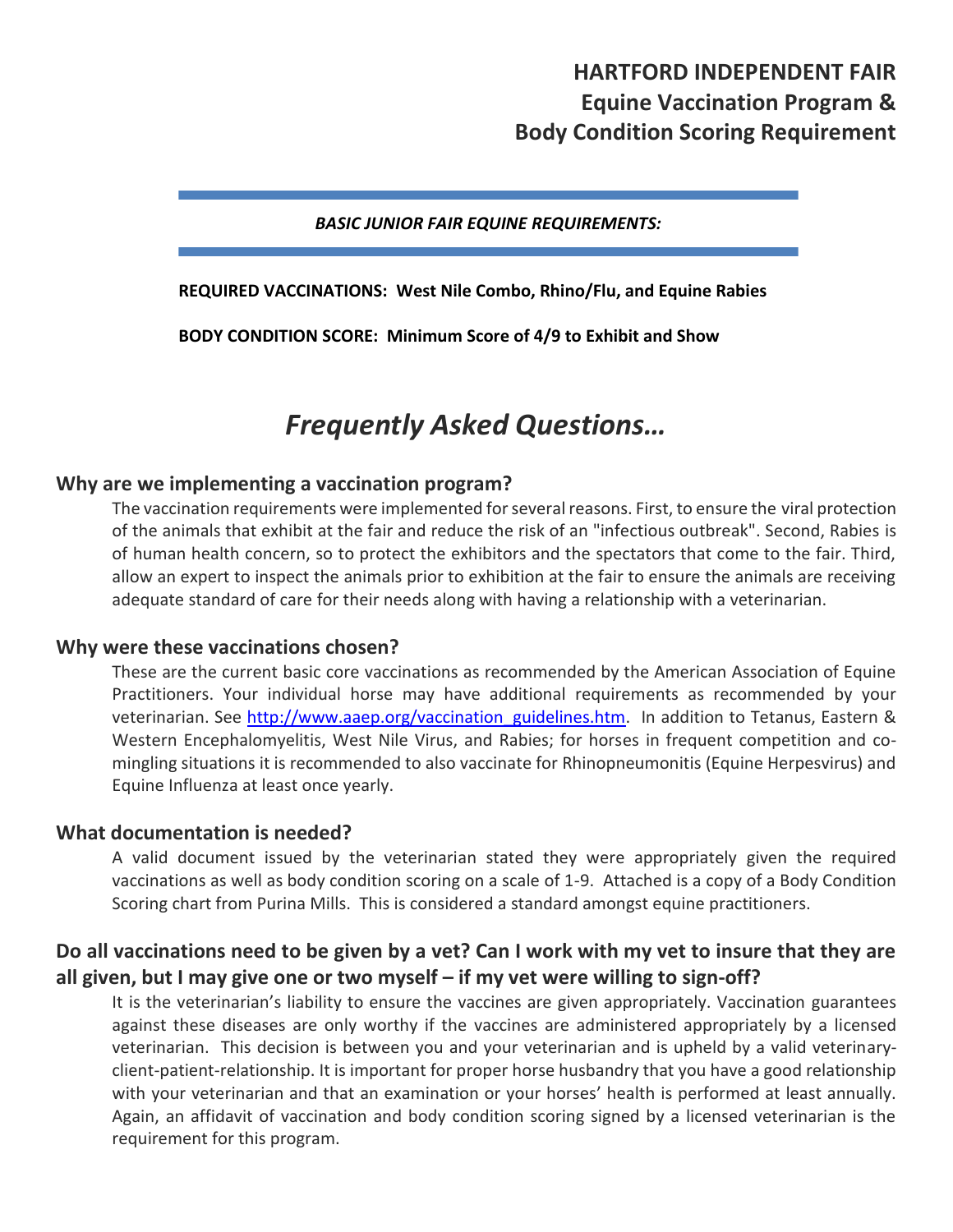# HARTFORD INDEPENDENT FAIR
# Equine Vaccination Program & Body Condition Scoring Requirement

***BASIC JUNIOR FAIR EQUINE REQUIREMENTS:***

**REQUIRED VACCINATIONS: West Nile Combo, Rhino/Flu, and Equine Rabies**

**BODY CONDITION SCORE: Minimum Score of 4/9 to Exhibit and Show**

## *Frequently Asked Questions…*

### Why are we implementing a vaccination program?

The vaccination requirements were implemented for several reasons. First, to ensure the viral protection of the animals that exhibit at the fair and reduce the risk of an "infectious outbreak". Second, Rabies is of human health concern, so to protect the exhibitors and the spectators that come to the fair. Third, allow an expert to inspect the animals prior to exhibition at the fair to ensure the animals are receiving adequate standard of care for their needs along with having a relationship with a veterinarian.

### Why were these vaccinations chosen?

These are the current basic core vaccinations as recommended by the American Association of Equine Practitioners. Your individual horse may have additional requirements as recommended by your veterinarian. See [http://www.aaep.org/vaccination_guidelines.htm](http://www.aaep.org/vaccination_guidelines.htm). In addition to Tetanus, Eastern & Western Encephalomyelitis, West Nile Virus, and Rabies; for horses in frequent competition and co-mingling situations it is recommended to also vaccinate for Rhinopneumonitis (Equine Herpesvirus) and Equine Influenza at least once yearly.

### What documentation is needed?

A valid document issued by the veterinarian stated they were appropriately given the required vaccinations as well as body condition scoring on a scale of 1-9. Attached is a copy of a Body Condition Scoring chart from Purina Mills. This is considered a standard amongst equine practitioners.

### Do all vaccinations need to be given by a vet? Can I work with my vet to insure that they are all given, but I may give one or two myself – if my vet were willing to sign-off?

It is the veterinarian's liability to ensure the vaccines are given appropriately. Vaccination guarantees against these diseases are only worthy if the vaccines are administered appropriately by a licensed veterinarian. This decision is between you and your veterinarian and is upheld by a valid veterinary-client-patient-relationship. It is important for proper horse husbandry that you have a good relationship with your veterinarian and that an examination or your horses' health is performed at least annually. Again, an affidavit of vaccination and body condition scoring signed by a licensed veterinarian is the requirement for this program.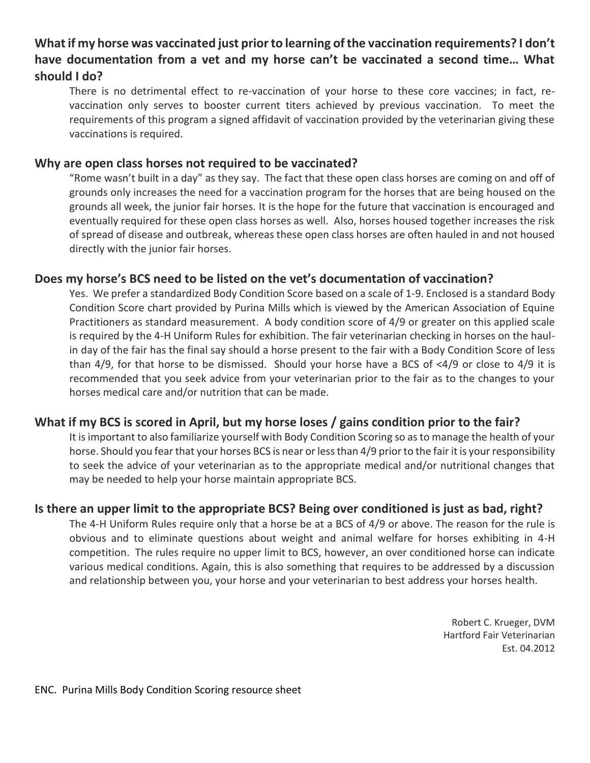### What if my horse was vaccinated just prior to learning of the vaccination requirements? I don't have documentation from a vet and my horse can't be vaccinated a second time… What should I do?

There is no detrimental effect to re-vaccination of your horse to these core vaccines; in fact, re-vaccination only serves to booster current titers achieved by previous vaccination. To meet the requirements of this program a signed affidavit of vaccination provided by the veterinarian giving these vaccinations is required.

### Why are open class horses not required to be vaccinated?

"Rome wasn't built in a day" as they say. The fact that these open class horses are coming on and off of grounds only increases the need for a vaccination program for the horses that are being housed on the grounds all week, the junior fair horses. It is the hope for the future that vaccination is encouraged and eventually required for these open class horses as well. Also, horses housed together increases the risk of spread of disease and outbreak, whereas these open class horses are often hauled in and not housed directly with the junior fair horses.

### Does my horse's BCS need to be listed on the vet's documentation of vaccination?

Yes. We prefer a standardized Body Condition Score based on a scale of 1-9. Enclosed is a standard Body Condition Score chart provided by Purina Mills which is viewed by the American Association of Equine Practitioners as standard measurement. A body condition score of 4/9 or greater on this applied scale is required by the 4-H Uniform Rules for exhibition. The fair veterinarian checking in horses on the haul-in day of the fair has the final say should a horse present to the fair with a Body Condition Score of less than 4/9, for that horse to be dismissed. Should your horse have a BCS of <4/9 or close to 4/9 it is recommended that you seek advice from your veterinarian prior to the fair as to the changes to your horses medical care and/or nutrition that can be made.

### What if my BCS is scored in April, but my horse loses / gains condition prior to the fair?

It is important to also familiarize yourself with Body Condition Scoring so as to manage the health of your horse. Should you fear that your horses BCS is near or less than 4/9 prior to the fair it is your responsibility to seek the advice of your veterinarian as to the appropriate medical and/or nutritional changes that may be needed to help your horse maintain appropriate BCS.

### Is there an upper limit to the appropriate BCS? Being over conditioned is just as bad, right?

The 4-H Uniform Rules require only that a horse be at a BCS of 4/9 or above. The reason for the rule is obvious and to eliminate questions about weight and animal welfare for horses exhibiting in 4-H competition. The rules require no upper limit to BCS, however, an over conditioned horse can indicate various medical conditions. Again, this is also something that requires to be addressed by a discussion and relationship between you, your horse and your veterinarian to best address your horses health.

Robert C. Krueger, DVM
Hartford Fair Veterinarian
Est. 04.2012

ENC. Purina Mills Body Condition Scoring resource sheet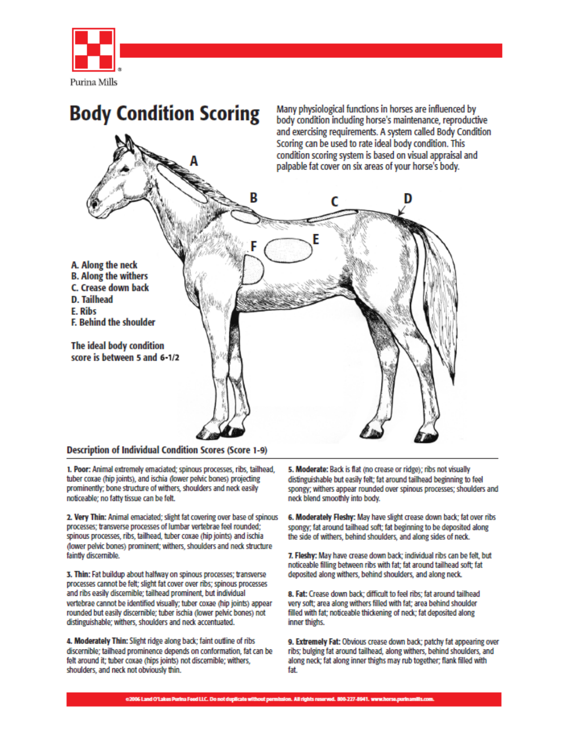Purina Mills

# Body Condition Scoring

Many physiological functions in horses are influenced by body condition including horse's maintenance, reproductive and exercising requirements. A system called Body Condition Scoring can be used to rate ideal body condition. This condition scoring system is based on visual appraisal and palpable fat cover on six areas of your horse's body.

A
B
C
D
E
F

**A. Along the neck**
**B. Along the withers**
**C. Crease down back**
**D. Tailhead**
**E. Ribs**
**F. Behind the shoulder**

**The ideal body condition score is between 5 and 6-1/2**

## Description of Individual Condition Scores (Score 1-9)

**1. Poor:** Animal extremely emaciated; spinous processes, ribs, tailhead, tuber coxae (hip joints), and ischia (lower pelvic bones) projecting prominently; bone structure of withers, shoulders and neck easily noticeable; no fatty tissue can be felt.

**2. Very Thin:** Animal emaciated; slight fat covering over base of spinous processes; transverse processes of lumbar vertebrae feel rounded; spinous processes, ribs, tailhead, tuber coxae (hip joints) and ischia (lower pelvic bones) prominent; withers, shoulders and neck structure faintly discernible.

**3. Thin:** Fat buildup about halfway on spinous processes; transverse processes cannot be felt; slight fat cover over ribs; spinous processes and ribs easily discernible; tailhead prominent, but individual vertebrae cannot be identified visually; tuber coxae (hip joints) appear rounded but easily discernible; tuber ischia (lower pelvic bones) not distinguishable; withers, shoulders and neck accentuated.

**4. Moderately Thin:** Slight ridge along back; faint outline of ribs discernible; tailhead prominence depends on conformation, fat can be felt around it; tuber coxae (hips joints) not discernible; withers, shoulders, and neck not obviously thin.

**5. Moderate:** Back is flat (no crease or ridge); ribs not visually distinguishable but easily felt; fat around tailhead beginning to feel spongy; withers appear rounded over spinous processes; shoulders and neck blend smoothly into body.

**6. Moderately Fleshy:** May have slight crease down back; fat over ribs spongy; fat around tailhead soft; fat beginning to be deposited along the side of withers, behind shoulders, and along sides of neck.

**7. Fleshy:** May have crease down back; individual ribs can be felt, but noticeable filling between ribs with fat; fat around tailhead soft; fat deposited along withers, behind shoulders, and along neck.

**8. Fat:** Crease down back; difficult to feel ribs; fat around tailhead very soft; area along withers filled with fat; area behind shoulder filled with fat; noticeable thickening of neck; fat deposited along inner thighs.

**9. Extremely Fat:** Obvious crease down back; patchy fat appearing over ribs; bulging fat around tailhead, along withers, behind shoulders, and along neck; fat along inner thighs may rub together; flank filled with fat.

©2006 Land O'Lakes Purina Feed LLC. Do not duplicate without permission. All rights reserved. 800-227-8941. www.horse.purinamills.com.